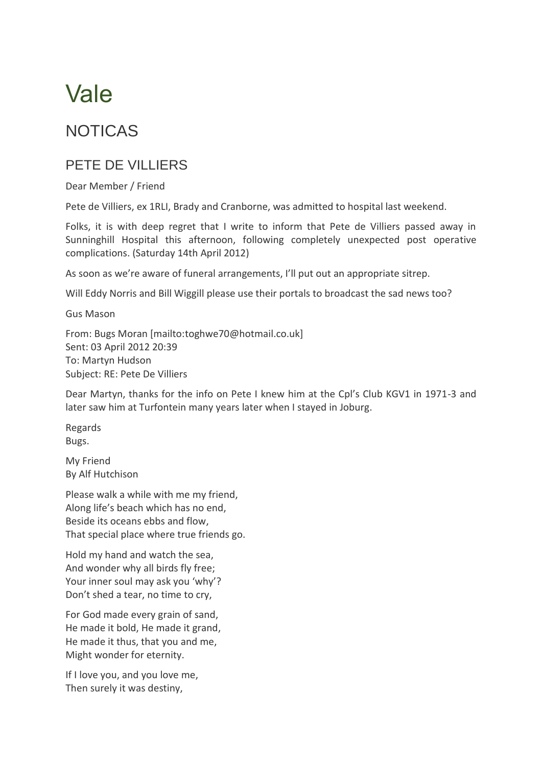# Vale

## NOTICAS

### PETE DE VILLIERS

Dear Member / Friend

Pete de Villiers, ex 1RLI, Brady and Cranborne, was admitted to hospital last weekend.

Folks, it is with deep regret that I write to inform that Pete de Villiers passed away in Sunninghill Hospital this afternoon, following completely unexpected post operative complications. (Saturday 14th April 2012)

As soon as we're aware of funeral arrangements, I'll put out an appropriate sitrep.

Will Eddy Norris and Bill Wiggill please use their portals to broadcast the sad news too?

Gus Mason

From: Bugs Moran [mailto:toghwe70@hotmail.co.uk]
Sent: 03 April 2012 20:39
To: Martyn Hudson
Subject: RE: Pete De Villiers

Dear Martyn, thanks for the info on Pete I knew him at the Cpl's Club KGV1 in 1971-3 and later saw him at Turfontein many years later when I stayed in Joburg.

Regards
Bugs.

My Friend
By Alf Hutchison

Please walk a while with me my friend,
Along life's beach which has no end,
Beside its oceans ebbs and flow,
That special place where true friends go.

Hold my hand and watch the sea,
And wonder why all birds fly free;
Your inner soul may ask you 'why'?
Don't shed a tear, no time to cry,

For God made every grain of sand,
He made it bold, He made it grand,
He made it thus, that you and me,
Might wonder for eternity.

If I love you, and you love me,
Then surely it was destiny,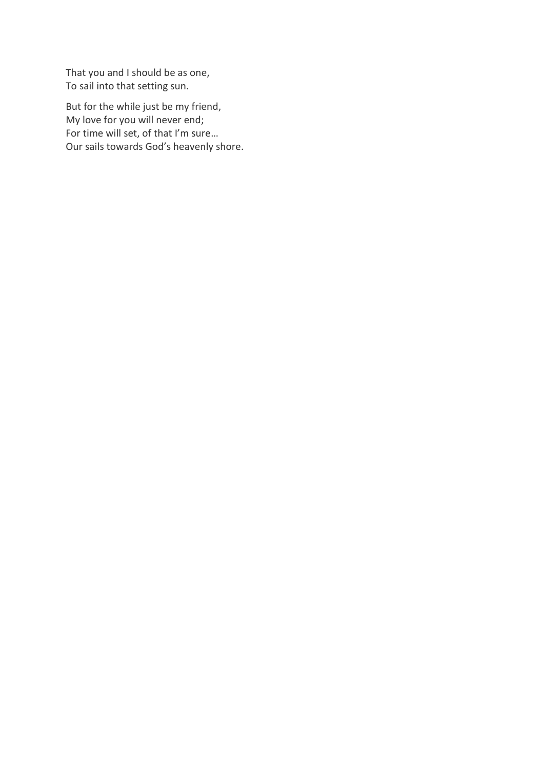That you and I should be as one,  
To sail into that setting sun.

But for the while just be my friend,  
My love for you will never end;  
For time will set, of that I'm sure…  
Our sails towards God's heavenly shore.